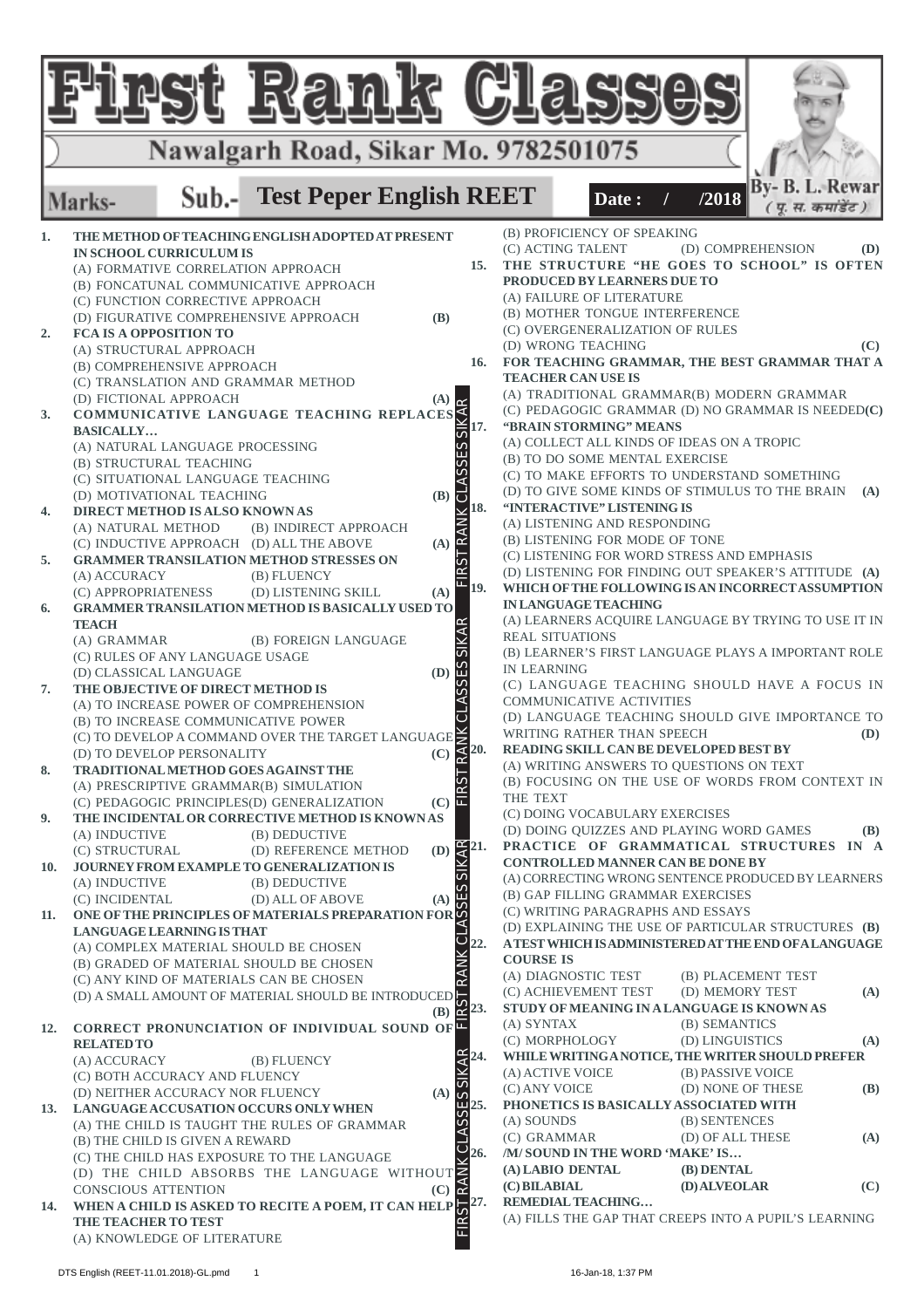# First Rank Classes

Nawalgarh Road, Sikar Mo. 9782501075

Marks- Sub.- **Test Peper English REET** Date : / /2018 By- B. L. Rewar (पू. स. कमांडेंट)

1. **THE METHOD OF TEACHING ENGLISH ADOPTED AT PRESENT IN SCHOOL CURRICULUM IS**
   (A) FORMATIVE CORRELATION APPROACH
   (B) FONCATUNAL COMMUNICATIVE APPROACH
   (C) FUNCTION CORRECTIVE APPROACH
   (D) FIGURATIVE COMPREHENSIVE APPROACH **(B)**

2. **FCA IS A OPPOSITION TO**
   (A) STRUCTURAL APPROACH
   (B) COMPREHENSIVE APPROACH
   (C) TRANSLATION AND GRAMMAR METHOD
   (D) FICTIONAL APPROACH **(A)**

3. **COMMUNICATIVE LANGUAGE TEACHING REPLACES BASICALLY…**
   (A) NATURAL LANGUAGE PROCESSING
   (B) STRUCTURAL TEACHING
   (C) SITUATIONAL LANGUAGE TEACHING
   (D) MOTIVATIONAL TEACHING **(B)**

4. **DIRECT METHOD IS ALSO KNOWN AS**
   (A) NATURAL METHOD (B) INDIRECT APPROACH
   (C) INDUCTIVE APPROACH (D) ALL THE ABOVE **(A)**

5. **GRAMMER TRANSILATION METHOD STRESSES ON**
   (A) ACCURACY (B) FLUENCY
   (C) APPROPRIATENESS (D) LISTENING SKILL **(A)**

6. **GRAMMER TRANSILATION METHOD IS BASICALLY USED TO TEACH**
   (A) GRAMMAR (B) FOREIGN LANGUAGE
   (C) RULES OF ANY LANGUAGE USAGE
   (D) CLASSICAL LANGUAGE **(D)**

7. **THE OBJECTIVE OF DIRECT METHOD IS**
   (A) TO INCREASE POWER OF COMPREHENSION
   (B) TO INCREASE COMMUNICATIVE POWER
   (C) TO DEVELOP A COMMAND OVER THE TARGET LANGUAGE
   (D) TO DEVELOP PERSONALITY **(C)**

8. **TRADITIONAL METHOD GOES AGAINST THE**
   (A) PRESCRIPTIVE GRAMMAR(B) SIMULATION
   (C) PEDAGOGIC PRINCIPLES(D) GENERALIZATION **(C)**

9. **THE INCIDENTAL OR CORRECTIVE METHOD IS KNOWN AS**
   (A) INDUCTIVE (B) DEDUCTIVE
   (C) STRUCTURAL (D) REFERENCE METHOD **(D)**

10. **JOURNEY FROM EXAMPLE TO GENERALIZATION IS**
    (A) INDUCTIVE (B) DEDUCTIVE
    (C) INCIDENTAL (D) ALL OF ABOVE **(A)**

11. **ONE OF THE PRINCIPLES OF MATERIALS PREPARATION FOR LANGUAGE LEARNING IS THAT**
    (A) COMPLEX MATERIAL SHOULD BE CHOSEN
    (B) GRADED OF MATERIAL SHOULD BE CHOSEN
    (C) ANY KIND OF MATERIALS CAN BE CHOSEN
    (D) A SMALL AMOUNT OF MATERIAL SHOULD BE INTRODUCED **(B)**

12. **CORRECT PRONUNCIATION OF INDIVIDUAL SOUND OF RELATED TO**
    (A) ACCURACY (B) FLUENCY
    (C) BOTH ACCURACY AND FLUENCY
    (D) NEITHER ACCURACY NOR FLUENCY **(A)**

13. **LANGUAGE ACCUSATION OCCURS ONLY WHEN**
    (A) THE CHILD IS TAUGHT THE RULES OF GRAMMAR
    (B) THE CHILD IS GIVEN A REWARD
    (C) THE CHILD HAS EXPOSURE TO THE LANGUAGE
    (D) THE CHILD ABSORBS THE LANGUAGE WITHOUT CONSCIOUS ATTENTION **(C)**

14. **WHEN A CHILD IS ASKED TO RECITE A POEM, IT CAN HELP THE TEACHER TO TEST**
    (A) KNOWLEDGE OF LITERATURE
    (B) PROFICIENCY OF SPEAKING
    (C) ACTING TALENT (D) COMPREHENSION **(D)**

15. **THE STRUCTURE "HE GOES TO SCHOOL" IS OFTEN PRODUCED BY LEARNERS DUE TO**
    (A) FAILURE OF LITERATURE
    (B) MOTHER TONGUE INTERFERENCE
    (C) OVERGENERALIZATION OF RULES
    (D) WRONG TEACHING **(C)**

16. **FOR TEACHING GRAMMAR, THE BEST GRAMMAR THAT A TEACHER CAN USE IS**
    (A) TRADITIONAL GRAMMAR(B) MODERN GRAMMAR
    (C) PEDAGOGIC GRAMMAR (D) NO GRAMMAR IS NEEDED **(C)**

17. **"BRAIN STORMING" MEANS**
    (A) COLLECT ALL KINDS OF IDEAS ON A TROPIC
    (B) TO DO SOME MENTAL EXERCISE
    (C) TO MAKE EFFORTS TO UNDERSTAND SOMETHING
    (D) TO GIVE SOME KINDS OF STIMULUS TO THE BRAIN **(A)**

18. **"INTERACTIVE" LISTENING IS**
    (A) LISTENING AND RESPONDING
    (B) LISTENING FOR MODE OF TONE
    (C) LISTENING FOR WORD STRESS AND EMPHASIS
    (D) LISTENING FOR FINDING OUT SPEAKER'S ATTITUDE **(A)**

19. **WHICH OF THE FOLLOWING IS AN INCORRECT ASSUMPTION IN LANGUAGE TEACHING**
    (A) LEARNERS ACQUIRE LANGUAGE BY TRYING TO USE IT IN REAL SITUATIONS
    (B) LEARNER'S FIRST LANGUAGE PLAYS A IMPORTANT ROLE IN LEARNING
    (C) LANGUAGE TEACHING SHOULD HAVE A FOCUS IN COMMUNICATIVE ACTIVITIES
    (D) LANGUAGE TEACHING SHOULD GIVE IMPORTANCE TO WRITING RATHER THAN SPEECH **(D)**

20. **READING SKILL CAN BE DEVELOPED BEST BY**
    (A) WRITING ANSWERS TO QUESTIONS ON TEXT
    (B) FOCUSING ON THE USE OF WORDS FROM CONTEXT IN THE TEXT
    (C) DOING VOCABULARY EXERCISES
    (D) DOING QUIZZES AND PLAYING WORD GAMES **(B)**

21. **PRACTICE OF GRAMMATICAL STRUCTURES IN A CONTROLLED MANNER CAN BE DONE BY**
    (A) CORRECTING WRONG SENTENCE PRODUCED BY LEARNERS
    (B) GAP FILLING GRAMMAR EXERCISES
    (C) WRITING PARAGRAPHS AND ESSAYS
    (D) EXPLAINING THE USE OF PARTICULAR STRUCTURES **(B)**

22. **A TEST WHICH IS ADMINISTERED AT THE END OF A LANGUAGE COURSE IS**
    (A) DIAGNOSTIC TEST (B) PLACEMENT TEST
    (C) ACHIEVEMENT TEST (D) MEMORY TEST **(A)**

23. **STUDY OF MEANING IN A LANGUAGE IS KNOWN AS**
    (A) SYNTAX (B) SEMANTICS
    (C) MORPHOLOGY (D) LINGUISTICS **(A)**

24. **WHILE WRITING A NOTICE, THE WRITER SHOULD PREFER**
    (A) ACTIVE VOICE (B) PASSIVE VOICE
    (C) ANY VOICE (D) NONE OF THESE **(B)**

25. **PHONETICS IS BASICALLY ASSOCIATED WITH**
    (A) SOUNDS (B) SENTENCES
    (C) GRAMMAR (D) OF ALL THESE **(A)**

26. **/M/ SOUND IN THE WORD 'MAKE' IS…**
    **(A) LABIO DENTAL (B) DENTAL**
    **(C) BILABIAL (D) ALVEOLAR** **(C)**

27. **REMEDIAL TEACHING…**
    (A) FILLS THE GAP THAT CREEPS INTO A PUPIL'S LEARNING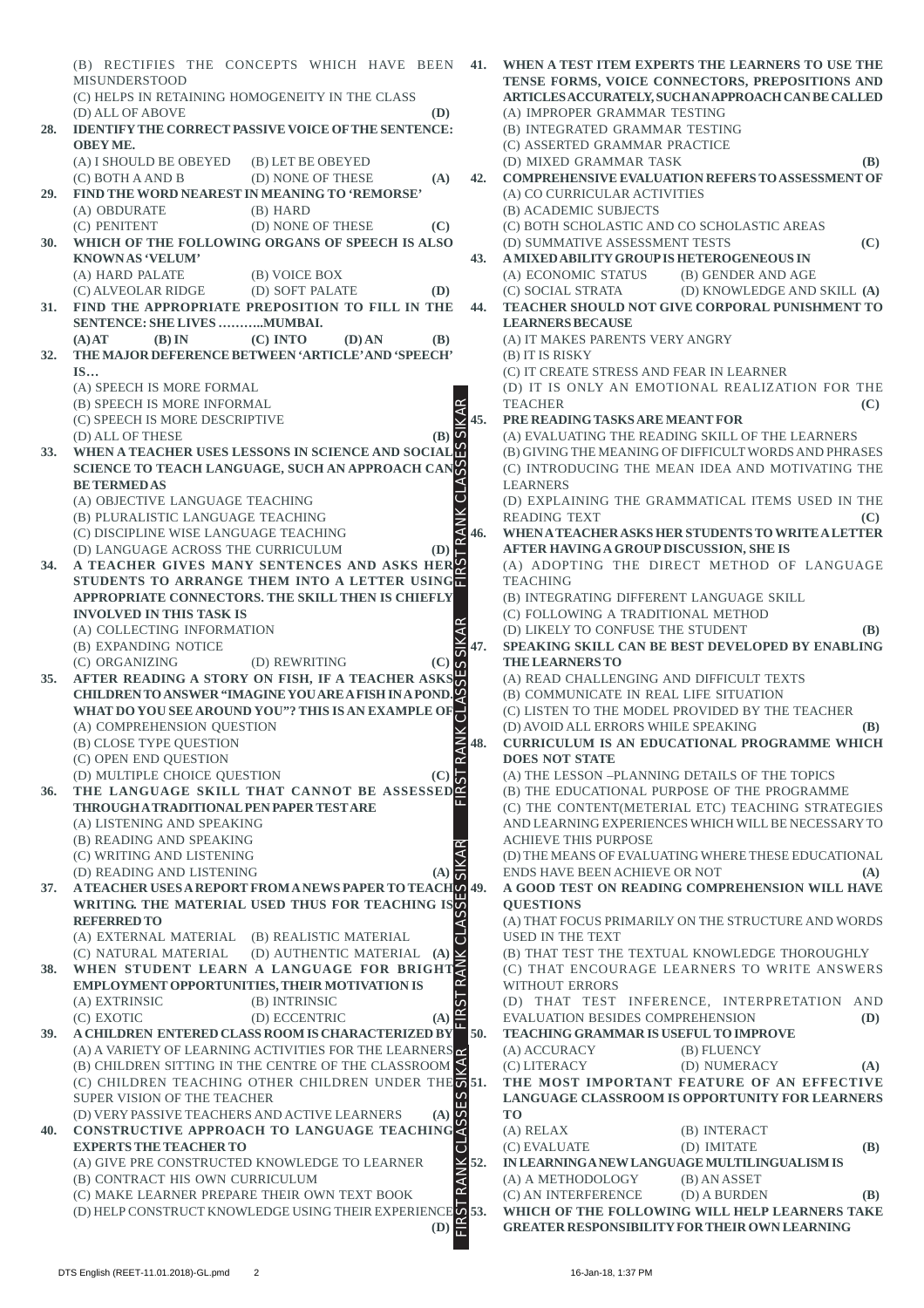(B) RECTIFIES THE CONCEPTS WHICH HAVE BEEN MISUNDERSTOOD
(C) HELPS IN RETAINING HOMOGENEITY IN THE CLASS
(D) ALL OF ABOVE **(D)**

**28. IDENTIFY THE CORRECT PASSIVE VOICE OF THE SENTENCE: OBEY ME.**
(A) I SHOULD BE OBEYED (B) LET BE OBEYED
(C) BOTH A AND B (D) NONE OF THESE **(A)**

**29. FIND THE WORD NEAREST IN MEANING TO 'REMORSE'**
(A) OBDURATE (B) HARD
(C) PENITENT (D) NONE OF THESE **(C)**

**30. WHICH OF THE FOLLOWING ORGANS OF SPEECH IS ALSO KNOWN AS 'VELUM'**
(A) HARD PALATE (B) VOICE BOX
(C) ALVEOLAR RIDGE (D) SOFT PALATE **(D)**

**31. FIND THE APPROPRIATE PREPOSITION TO FILL IN THE SENTENCE: SHE LIVES ………..MUMBAI.**
(A) AT (B) IN (C) INTO (D) AN **(B)**

**32. THE MAJOR DEFERENCE BETWEEN 'ARTICLE' AND 'SPEECH' IS…**
(A) SPEECH IS MORE FORMAL
(B) SPEECH IS MORE INFORMAL
(C) SPEECH IS MORE DESCRIPTIVE
(D) ALL OF THESE **(B)**

**33. WHEN A TEACHER USES LESSONS IN SCIENCE AND SOCIAL SCIENCE TO TEACH LANGUAGE, SUCH AN APPROACH CAN BE TERMED AS**
(A) OBJECTIVE LANGUAGE TEACHING
(B) PLURALISTIC LANGUAGE TEACHING
(C) DISCIPLINE WISE LANGUAGE TEACHING
(D) LANGUAGE ACROSS THE CURRICULUM **(D)**

**34. A TEACHER GIVES MANY SENTENCES AND ASKS HER STUDENTS TO ARRANGE THEM INTO A LETTER USING APPROPRIATE CONNECTORS. THE SKILL THEN IS CHIEFLY INVOLVED IN THIS TASK IS**
(A) COLLECTING INFORMATION
(B) EXPANDING NOTICE
(C) ORGANIZING (D) REWRITING **(C)**

**35. AFTER READING A STORY ON FISH, IF A TEACHER ASKS CHILDREN TO ANSWER "IMAGINE YOU ARE A FISH IN A POND. WHAT DO YOU SEE AROUND YOU"? THIS IS AN EXAMPLE OF**
(A) COMPREHENSION QUESTION
(B) CLOSE TYPE QUESTION
(C) OPEN END QUESTION
(D) MULTIPLE CHOICE QUESTION **(C)**

**36. THE LANGUAGE SKILL THAT CANNOT BE ASSESSED THROUGH A TRADITIONAL PEN PAPER TEST ARE**
(A) LISTENING AND SPEAKING
(B) READING AND SPEAKING
(C) WRITING AND LISTENING
(D) READING AND LISTENING **(A)**

**37. A TEACHER USES A REPORT FROM A NEWS PAPER TO TEACH WRITING. THE MATERIAL USED THUS FOR TEACHING IS REFERRED TO**
(A) EXTERNAL MATERIAL (B) REALISTIC MATERIAL
(C) NATURAL MATERIAL (D) AUTHENTIC MATERIAL **(A)**

**38. WHEN STUDENT LEARN A LANGUAGE FOR BRIGHT EMPLOYMENT OPPORTUNITIES, THEIR MOTIVATION IS**
(A) EXTRINSIC (B) INTRINSIC
(C) EXOTIC (D) ECCENTRIC **(A)**

**39. A CHILDREN ENTERED CLASS ROOM IS CHARACTERIZED BY**
(A) A VARIETY OF LEARNING ACTIVITIES FOR THE LEARNERS
(B) CHILDREN SITTING IN THE CENTRE OF THE CLASSROOM
(C) CHILDREN TEACHING OTHER CHILDREN UNDER THE SUPER VISION OF THE TEACHER
(D) VERY PASSIVE TEACHERS AND ACTIVE LEARNERS **(A)**

**40. CONSTRUCTIVE APPROACH TO LANGUAGE TEACHING EXPERTS THE TEACHER TO**
(A) GIVE PRE CONSTRUCTED KNOWLEDGE TO LEARNER
(B) CONTRACT HIS OWN CURRICULUM
(C) MAKE LEARNER PREPARE THEIR OWN TEXT BOOK
(D) HELP CONSTRUCT KNOWLEDGE USING THEIR EXPERIENCE **(D)**

**41. WHEN A TEST ITEM EXPERTS THE LEARNERS TO USE THE TENSE FORMS, VOICE CONNECTORS, PREPOSITIONS AND ARTICLES ACCURATELY, SUCH AN APPROACH CAN BE CALLED**
(A) IMPROPER GRAMMAR TESTING
(B) INTEGRATED GRAMMAR TESTING
(C) ASSERTED GRAMMAR PRACTICE
(D) MIXED GRAMMAR TASK **(B)**

**42. COMPREHENSIVE EVALUATION REFERS TO ASSESSMENT OF**
(A) CO CURRICULAR ACTIVITIES
(B) ACADEMIC SUBJECTS
(C) BOTH SCHOLASTIC AND CO SCHOLASTIC AREAS
(D) SUMMATIVE ASSESSMENT TESTS **(C)**

**43. A MIXED ABILITY GROUP IS HETEROGENEOUS IN**
(A) ECONOMIC STATUS (B) GENDER AND AGE
(C) SOCIAL STRATA (D) KNOWLEDGE AND SKILL **(A)**

**44. TEACHER SHOULD NOT GIVE CORPORAL PUNISHMENT TO LEARNERS BECAUSE**
(A) IT MAKES PARENTS VERY ANGRY
(B) IT IS RISKY
(C) IT CREATE STRESS AND FEAR IN LEARNER
(D) IT IS ONLY AN EMOTIONAL REALIZATION FOR THE TEACHER **(C)**

**45. PRE READING TASKS ARE MEANT FOR**
(A) EVALUATING THE READING SKILL OF THE LEARNERS
(B) GIVING THE MEANING OF DIFFICULT WORDS AND PHRASES
(C) INTRODUCING THE MEAN IDEA AND MOTIVATING THE LEARNERS
(D) EXPLAINING THE GRAMMATICAL ITEMS USED IN THE READING TEXT **(C)**

**46. WHEN A TEACHER ASKS HER STUDENTS TO WRITE A LETTER AFTER HAVING A GROUP DISCUSSION, SHE IS**
(A) ADOPTING THE DIRECT METHOD OF LANGUAGE TEACHING
(B) INTEGRATING DIFFERENT LANGUAGE SKILL
(C) FOLLOWING A TRADITIONAL METHOD
(D) LIKELY TO CONFUSE THE STUDENT **(B)**

**47. SPEAKING SKILL CAN BE BEST DEVELOPED BY ENABLING THE LEARNERS TO**
(A) READ CHALLENGING AND DIFFICULT TEXTS
(B) COMMUNICATE IN REAL LIFE SITUATION
(C) LISTEN TO THE MODEL PROVIDED BY THE TEACHER
(D) AVOID ALL ERRORS WHILE SPEAKING **(B)**

**48. CURRICULUM IS AN EDUCATIONAL PROGRAMME WHICH DOES NOT STATE**
(A) THE LESSON –PLANNING DETAILS OF THE TOPICS
(B) THE EDUCATIONAL PURPOSE OF THE PROGRAMME
(C) THE CONTENT(METERIAL ETC) TEACHING STRATEGIES AND LEARNING EXPERIENCES WHICH WILL BE NECESSARY TO ACHIEVE THIS PURPOSE
(D) THE MEANS OF EVALUATING WHERE THESE EDUCATIONAL ENDS HAVE BEEN ACHIEVE OR NOT **(A)**

**49. A GOOD TEST ON READING COMPREHENSION WILL HAVE QUESTIONS**
(A) THAT FOCUS PRIMARILY ON THE STRUCTURE AND WORDS USED IN THE TEXT
(B) THAT TEST THE TEXTUAL KNOWLEDGE THOROUGHLY
(C) THAT ENCOURAGE LEARNERS TO WRITE ANSWERS WITHOUT ERRORS
(D) THAT TEST INFERENCE, INTERPRETATION AND EVALUATION BESIDES COMPREHENSION **(D)**

**50. TEACHING GRAMMAR IS USEFUL TO IMPROVE**
(A) ACCURACY (B) FLUENCY
(C) LITERACY (D) NUMERACY **(A)**

**51. THE MOST IMPORTANT FEATURE OF AN EFFECTIVE LANGUAGE CLASSROOM IS OPPORTUNITY FOR LEARNERS TO**
(A) RELAX (B) INTERACT
(C) EVALUATE (D) IMITATE **(B)**

**52. IN LEARNING A NEW LANGUAGE MULTILINGUALISM IS**
(A) A METHODOLOGY (B) AN ASSET
(C) AN INTERFERENCE (D) A BURDEN **(B)**

**53. WHICH OF THE FOLLOWING WILL HELP LEARNERS TAKE GREATER RESPONSIBILITY FOR THEIR OWN LEARNING**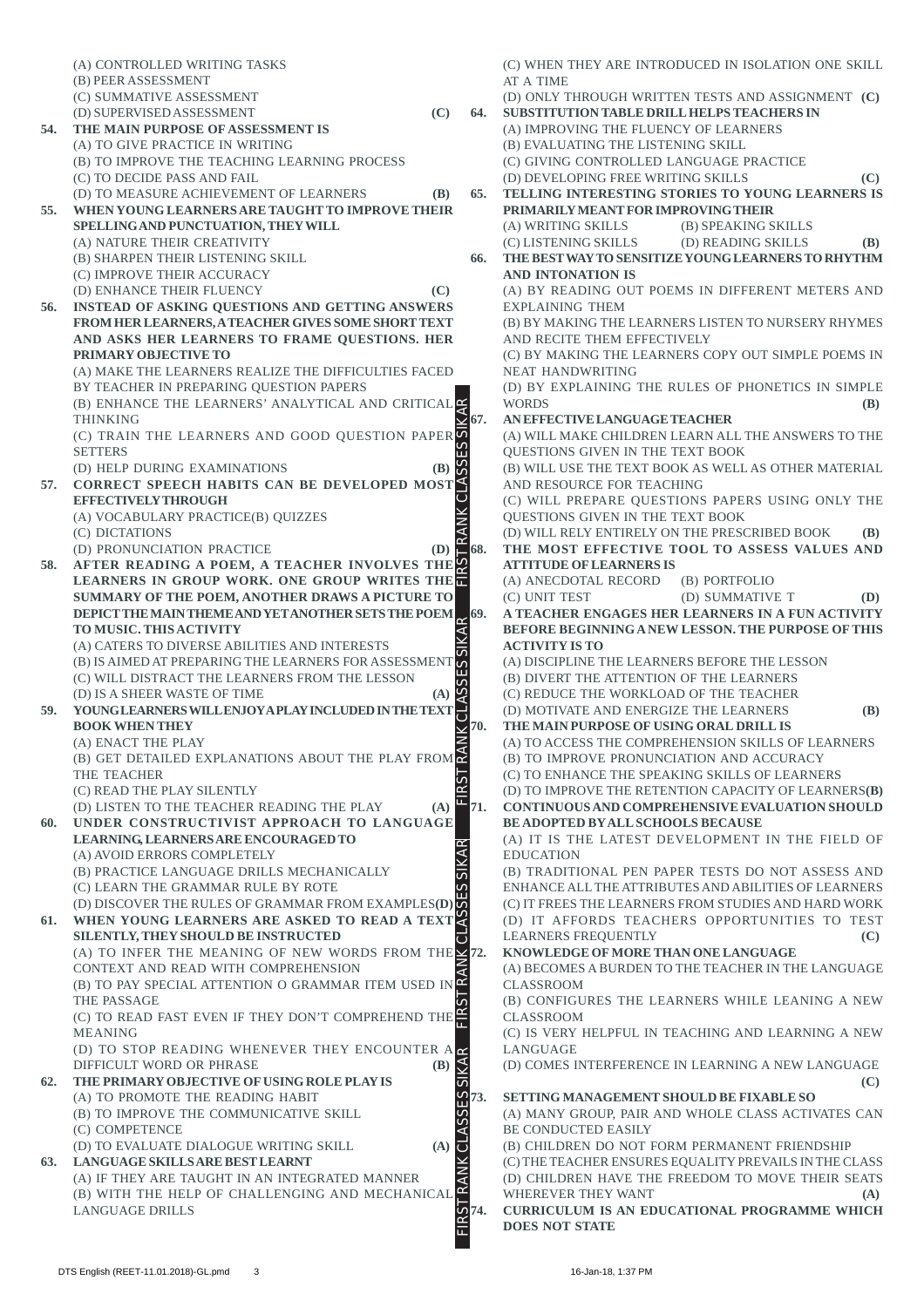(A) CONTROLLED WRITING TASKS
(B) PEER ASSESSMENT
(C) SUMMATIVE ASSESSMENT
(D) SUPERVISED ASSESSMENT **(C)**

**54. THE MAIN PURPOSE OF ASSESSMENT IS**
(A) TO GIVE PRACTICE IN WRITING
(B) TO IMPROVE THE TEACHING LEARNING PROCESS
(C) TO DECIDE PASS AND FAIL
(D) TO MEASURE ACHIEVEMENT OF LEARNERS **(B)**

**55. WHEN YOUNG LEARNERS ARE TAUGHT TO IMPROVE THEIR SPELLING AND PUNCTUATION, THEY WILL**
(A) NATURE THEIR CREATIVITY
(B) SHARPEN THEIR LISTENING SKILL
(C) IMPROVE THEIR ACCURACY
(D) ENHANCE THEIR FLUENCY **(C)**

**56. INSTEAD OF ASKING QUESTIONS AND GETTING ANSWERS FROM HER LEARNERS, A TEACHER GIVES SOME SHORT TEXT AND ASKS HER LEARNERS TO FRAME QUESTIONS. HER PRIMARY OBJECTIVE TO**
(A) MAKE THE LEARNERS REALIZE THE DIFFICULTIES FACED BY TEACHER IN PREPARING QUESTION PAPERS
(B) ENHANCE THE LEARNERS' ANALYTICAL AND CRITICAL THINKING
(C) TRAIN THE LEARNERS AND GOOD QUESTION PAPER SETTERS
(D) HELP DURING EXAMINATIONS **(B)**

**57. CORRECT SPEECH HABITS CAN BE DEVELOPED MOST EFFECTIVELY THROUGH**
(A) VOCABULARY PRACTICE(B) QUIZZES
(C) DICTATIONS
(D) PRONUNCIATION PRACTICE **(D)**

**58. AFTER READING A POEM, A TEACHER INVOLVES THE LEARNERS IN GROUP WORK. ONE GROUP WRITES THE SUMMARY OF THE POEM, ANOTHER DRAWS A PICTURE TO DEPICT THE MAIN THEME AND YET ANOTHER SETS THE POEM TO MUSIC. THIS ACTIVITY**
(A) CATERS TO DIVERSE ABILITIES AND INTERESTS
(B) IS AIMED AT PREPARING THE LEARNERS FOR ASSESSMENT
(C) WILL DISTRACT THE LEARNERS FROM THE LESSON
(D) IS A SHEER WASTE OF TIME **(A)**

**59. YOUNG LEARNERS WILL ENJOY A PLAY INCLUDED IN THE TEXT BOOK WHEN THEY**
(A) ENACT THE PLAY
(B) GET DETAILED EXPLANATIONS ABOUT THE PLAY FROM THE TEACHER
(C) READ THE PLAY SILENTLY
(D) LISTEN TO THE TEACHER READING THE PLAY **(A)**

**60. UNDER CONSTRUCTIVIST APPROACH TO LANGUAGE LEARNING, LEARNERS ARE ENCOURAGED TO**
(A) AVOID ERRORS COMPLETELY
(B) PRACTICE LANGUAGE DRILLS MECHANICALLY
(C) LEARN THE GRAMMAR RULE BY ROTE
(D) DISCOVER THE RULES OF GRAMMAR FROM EXAMPLES **(D)**

**61. WHEN YOUNG LEARNERS ARE ASKED TO READ A TEXT SILENTLY, THEY SHOULD BE INSTRUCTED**
(A) TO INFER THE MEANING OF NEW WORDS FROM THE CONTEXT AND READ WITH COMPREHENSION
(B) TO PAY SPECIAL ATTENTION O GRAMMAR ITEM USED IN THE PASSAGE
(C) TO READ FAST EVEN IF THEY DON'T COMPREHEND THE MEANING
(D) TO STOP READING WHENEVER THEY ENCOUNTER A DIFFICULT WORD OR PHRASE **(B)**

**62. THE PRIMARY OBJECTIVE OF USING ROLE PLAY IS**
(A) TO PROMOTE THE READING HABIT
(B) TO IMPROVE THE COMMUNICATIVE SKILL
(C) COMPETENCE
(D) TO EVALUATE DIALOGUE WRITING SKILL **(A)**

**63. LANGUAGE SKILLS ARE BEST LEARNT**
(A) IF THEY ARE TAUGHT IN AN INTEGRATED MANNER
(B) WITH THE HELP OF CHALLENGING AND MECHANICAL LANGUAGE DRILLS
(C) WHEN THEY ARE INTRODUCED IN ISOLATION ONE SKILL AT A TIME
(D) ONLY THROUGH WRITTEN TESTS AND ASSIGNMENT **(C)**

**64. SUBSTITUTION TABLE DRILL HELPS TEACHERS IN**
(A) IMPROVING THE FLUENCY OF LEARNERS
(B) EVALUATING THE LISTENING SKILL
(C) GIVING CONTROLLED LANGUAGE PRACTICE
(D) DEVELOPING FREE WRITING SKILLS **(C)**

**65. TELLING INTERESTING STORIES TO YOUNG LEARNERS IS PRIMARILY MEANT FOR IMPROVING THEIR**
(A) WRITING SKILLS (B) SPEAKING SKILLS
(C) LISTENING SKILLS (D) READING SKILLS **(B)**

**66. THE BEST WAY TO SENSITIZE YOUNG LEARNERS TO RHYTHM AND INTONATION IS**
(A) BY READING OUT POEMS IN DIFFERENT METERS AND EXPLAINING THEM
(B) BY MAKING THE LEARNERS LISTEN TO NURSERY RHYMES AND RECITE THEM EFFECTIVELY
(C) BY MAKING THE LEARNERS COPY OUT SIMPLE POEMS IN NEAT HANDWRITING
(D) BY EXPLAINING THE RULES OF PHONETICS IN SIMPLE WORDS **(B)**

**67. AN EFFECTIVE LANGUAGE TEACHER**
(A) WILL MAKE CHILDREN LEARN ALL THE ANSWERS TO THE QUESTIONS GIVEN IN THE TEXT BOOK
(B) WILL USE THE TEXT BOOK AS WELL AS OTHER MATERIAL AND RESOURCE FOR TEACHING
(C) WILL PREPARE QUESTIONS PAPERS USING ONLY THE QUESTIONS GIVEN IN THE TEXT BOOK
(D) WILL RELY ENTIRELY ON THE PRESCRIBED BOOK **(B)**

**68. THE MOST EFFECTIVE TOOL TO ASSESS VALUES AND ATTITUDE OF LEARNERS IS**
(A) ANECDOTAL RECORD (B) PORTFOLIO
(C) UNIT TEST (D) SUMMATIVE T **(D)**

**69. A TEACHER ENGAGES HER LEARNERS IN A FUN ACTIVITY BEFORE BEGINNING A NEW LESSON. THE PURPOSE OF THIS ACTIVITY IS TO**
(A) DISCIPLINE THE LEARNERS BEFORE THE LESSON
(B) DIVERT THE ATTENTION OF THE LEARNERS
(C) REDUCE THE WORKLOAD OF THE TEACHER
(D) MOTIVATE AND ENERGIZE THE LEARNERS **(B)**

**70. THE MAIN PURPOSE OF USING ORAL DRILL IS**
(A) TO ACCESS THE COMPREHENSION SKILLS OF LEARNERS
(B) TO IMPROVE PRONUNCIATION AND ACCURACY
(C) TO ENHANCE THE SPEAKING SKILLS OF LEARNERS
(D) TO IMPROVE THE RETENTION CAPACITY OF LEARNERS **(B)**

**71. CONTINUOUS AND COMPREHENSIVE EVALUATION SHOULD BE ADOPTED BY ALL SCHOOLS BECAUSE**
(A) IT IS THE LATEST DEVELOPMENT IN THE FIELD OF EDUCATION
(B) TRADITIONAL PEN PAPER TESTS DO NOT ASSESS AND ENHANCE ALL THE ATTRIBUTES AND ABILITIES OF LEARNERS
(C) IT FREES THE LEARNERS FROM STUDIES AND HARD WORK
(D) IT AFFORDS TEACHERS OPPORTUNITIES TO TEST LEARNERS FREQUENTLY **(C)**

**72. KNOWLEDGE OF MORE THAN ONE LANGUAGE**
(A) BECOMES A BURDEN TO THE TEACHER IN THE LANGUAGE CLASSROOM
(B) CONFIGURES THE LEARNERS WHILE LEANING A NEW CLASSROOM
(C) IS VERY HELPFUL IN TEACHING AND LEARNING A NEW LANGUAGE
(D) COMES INTERFERENCE IN LEARNING A NEW LANGUAGE **(C)**

**73. SETTING MANAGEMENT SHOULD BE FIXABLE SO**
(A) MANY GROUP, PAIR AND WHOLE CLASS ACTIVATES CAN BE CONDUCTED EASILY
(B) CHILDREN DO NOT FORM PERMANENT FRIENDSHIP
(C) THE TEACHER ENSURES EQUALITY PREVAILS IN THE CLASS
(D) CHILDREN HAVE THE FREEDOM TO MOVE THEIR SEATS WHEREVER THEY WANT **(A)**

**74. CURRICULUM IS AN EDUCATIONAL PROGRAMME WHICH DOES NOT STATE**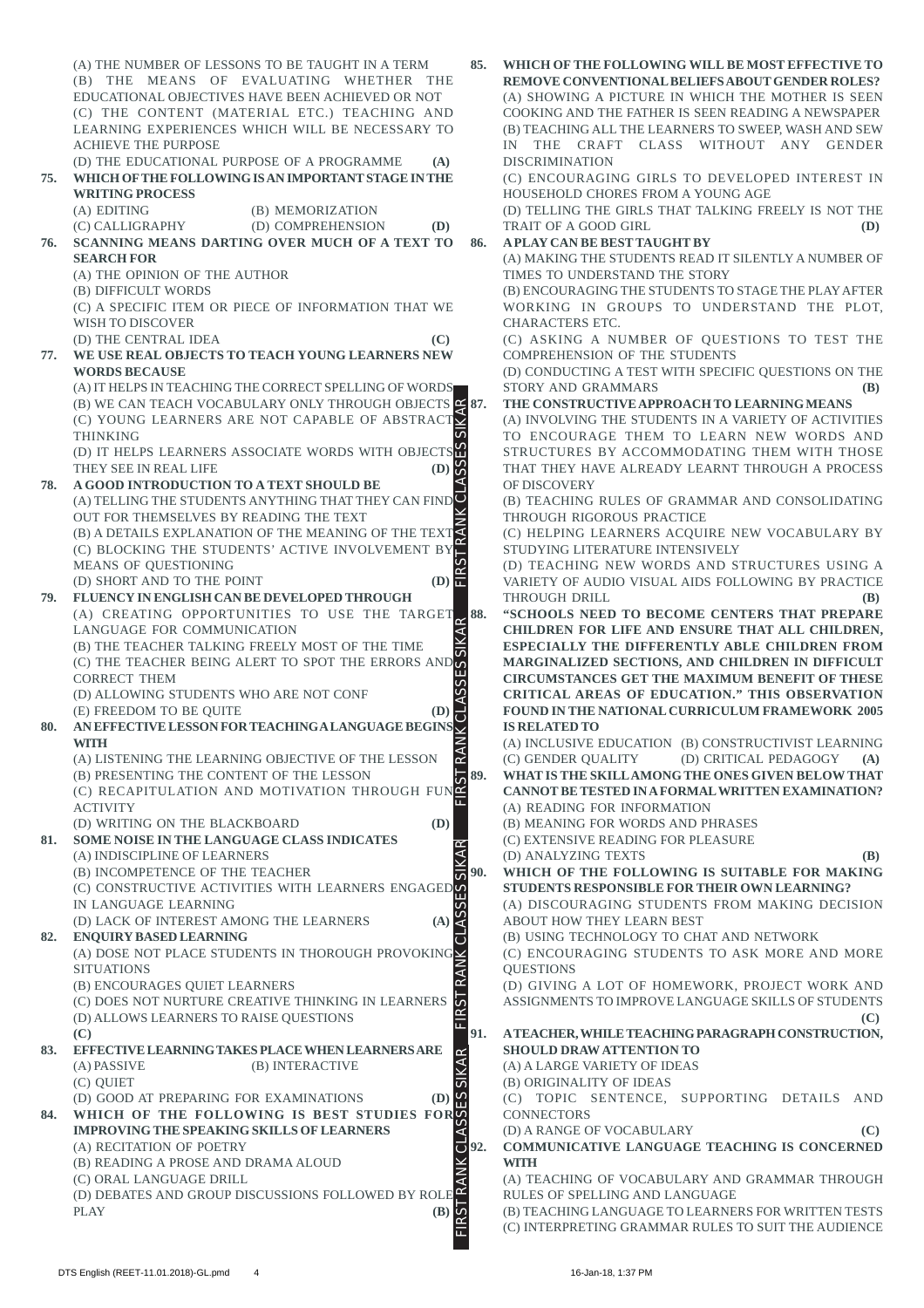(A) THE NUMBER OF LESSONS TO BE TAUGHT IN A TERM
(B) THE MEANS OF EVALUATING WHETHER THE EDUCATIONAL OBJECTIVES HAVE BEEN ACHIEVED OR NOT
(C) THE CONTENT (MATERIAL ETC.) TEACHING AND LEARNING EXPERIENCES WHICH WILL BE NECESSARY TO ACHIEVE THE PURPOSE
(D) THE EDUCATIONAL PURPOSE OF A PROGRAMME **(A)**

**75. WHICH OF THE FOLLOWING IS AN IMPORTANT STAGE IN THE WRITING PROCESS**
(A) EDITING (B) MEMORIZATION
(C) CALLIGRAPHY (D) COMPREHENSION **(D)**

**76. SCANNING MEANS DARTING OVER MUCH OF A TEXT TO SEARCH FOR**
(A) THE OPINION OF THE AUTHOR
(B) DIFFICULT WORDS
(C) A SPECIFIC ITEM OR PIECE OF INFORMATION THAT WE WISH TO DISCOVER
(D) THE CENTRAL IDEA **(C)**

**77. WE USE REAL OBJECTS TO TEACH YOUNG LEARNERS NEW WORDS BECAUSE**
(A) IT HELPS IN TEACHING THE CORRECT SPELLING OF WORDS
(B) WE CAN TEACH VOCABULARY ONLY THROUGH OBJECTS
(C) YOUNG LEARNERS ARE NOT CAPABLE OF ABSTRACT THINKING
(D) IT HELPS LEARNERS ASSOCIATE WORDS WITH OBJECTS THEY SEE IN REAL LIFE **(D)**

**78. A GOOD INTRODUCTION TO A TEXT SHOULD BE**
(A) TELLING THE STUDENTS ANYTHING THAT THEY CAN FIND OUT FOR THEMSELVES BY READING THE TEXT
(B) A DETAILS EXPLANATION OF THE MEANING OF THE TEXT
(C) BLOCKING THE STUDENTS' ACTIVE INVOLVEMENT BY MEANS OF QUESTIONING
(D) SHORT AND TO THE POINT **(D)**

**79. FLUENCY IN ENGLISH CAN BE DEVELOPED THROUGH**
(A) CREATING OPPORTUNITIES TO USE THE TARGET LANGUAGE FOR COMMUNICATION
(B) THE TEACHER TALKING FREELY MOST OF THE TIME
(C) THE TEACHER BEING ALERT TO SPOT THE ERRORS AND CORRECT THEM
(D) ALLOWING STUDENTS WHO ARE NOT CONF
(E) FREEDOM TO BE QUITE **(D)**

**80. AN EFFECTIVE LESSON FOR TEACHING A LANGUAGE BEGINS WITH**
(A) LISTENING THE LEARNING OBJECTIVE OF THE LESSON
(B) PRESENTING THE CONTENT OF THE LESSON
(C) RECAPITULATION AND MOTIVATION THROUGH FUN ACTIVITY
(D) WRITING ON THE BLACKBOARD **(D)**

**81. SOME NOISE IN THE LANGUAGE CLASS INDICATES**
(A) INDISCIPLINE OF LEARNERS
(B) INCOMPETENCE OF THE TEACHER
(C) CONSTRUCTIVE ACTIVITIES WITH LEARNERS ENGAGED IN LANGUAGE LEARNING
(D) LACK OF INTEREST AMONG THE LEARNERS **(A)**

**82. ENQUIRY BASED LEARNING**
(A) DOSE NOT PLACE STUDENTS IN THOROUGH PROVOKING SITUATIONS
(B) ENCOURAGES QUIET LEARNERS
(C) DOES NOT NURTURE CREATIVE THINKING IN LEARNERS
(D) ALLOWS LEARNERS TO RAISE QUESTIONS
**(C)**

**83. EFFECTIVE LEARNING TAKES PLACE WHEN LEARNERS ARE**
(A) PASSIVE (B) INTERACTIVE
(C) QUIET
(D) GOOD AT PREPARING FOR EXAMINATIONS **(D)**

**84. WHICH OF THE FOLLOWING IS BEST STUDIES FOR IMPROVING THE SPEAKING SKILLS OF LEARNERS**
(A) RECITATION OF POETRY
(B) READING A PROSE AND DRAMA ALOUD
(C) ORAL LANGUAGE DRILL
(D) DEBATES AND GROUP DISCUSSIONS FOLLOWED BY ROLE PLAY **(B)**

**85. WHICH OF THE FOLLOWING WILL BE MOST EFFECTIVE TO REMOVE CONVENTIONAL BELIEFS ABOUT GENDER ROLES?**
(A) SHOWING A PICTURE IN WHICH THE MOTHER IS SEEN COOKING AND THE FATHER IS SEEN READING A NEWSPAPER
(B) TEACHING ALL THE LEARNERS TO SWEEP, WASH AND SEW IN THE CRAFT CLASS WITHOUT ANY GENDER DISCRIMINATION
(C) ENCOURAGING GIRLS TO DEVELOPED INTEREST IN HOUSEHOLD CHORES FROM A YOUNG AGE
(D) TELLING THE GIRLS THAT TALKING FREELY IS NOT THE TRAIT OF A GOOD GIRL **(D)**

**86. A PLAY CAN BE BEST TAUGHT BY**
(A) MAKING THE STUDENTS READ IT SILENTLY A NUMBER OF TIMES TO UNDERSTAND THE STORY
(B) ENCOURAGING THE STUDENTS TO STAGE THE PLAY AFTER WORKING IN GROUPS TO UNDERSTAND THE PLOT, CHARACTERS ETC.
(C) ASKING A NUMBER OF QUESTIONS TO TEST THE COMPREHENSION OF THE STUDENTS
(D) CONDUCTING A TEST WITH SPECIFIC QUESTIONS ON THE STORY AND GRAMMARS **(B)**

**87. THE CONSTRUCTIVE APPROACH TO LEARNING MEANS**
(A) INVOLVING THE STUDENTS IN A VARIETY OF ACTIVITIES TO ENCOURAGE THEM TO LEARN NEW WORDS AND STRUCTURES BY ACCOMMODATING THEM WITH THOSE THAT THEY HAVE ALREADY LEARNT THROUGH A PROCESS OF DISCOVERY
(B) TEACHING RULES OF GRAMMAR AND CONSOLIDATING THROUGH RIGOROUS PRACTICE
(C) HELPING LEARNERS ACQUIRE NEW VOCABULARY BY STUDYING LITERATURE INTENSIVELY
(D) TEACHING NEW WORDS AND STRUCTURES USING A VARIETY OF AUDIO VISUAL AIDS FOLLOWING BY PRACTICE THROUGH DRILL **(B)**

**88. "SCHOOLS NEED TO BECOME CENTERS THAT PREPARE CHILDREN FOR LIFE AND ENSURE THAT ALL CHILDREN, ESPECIALLY THE DIFFERENTLY ABLE CHILDREN FROM MARGINALIZED SECTIONS, AND CHILDREN IN DIFFICULT CIRCUMSTANCES GET THE MAXIMUM BENEFIT OF THESE CRITICAL AREAS OF EDUCATION." THIS OBSERVATION FOUND IN THE NATIONAL CURRICULUM FRAMEWORK 2005 IS RELATED TO**
(A) INCLUSIVE EDUCATION (B) CONSTRUCTIVIST LEARNING
(C) GENDER QUALITY (D) CRITICAL PEDAGOGY **(A)**

**89. WHAT IS THE SKILL AMONG THE ONES GIVEN BELOW THAT CANNOT BE TESTED IN A FORMAL WRITTEN EXAMINATION?**
(A) READING FOR INFORMATION
(B) MEANING FOR WORDS AND PHRASES
(C) EXTENSIVE READING FOR PLEASURE
(D) ANALYZING TEXTS **(B)**

**90. WHICH OF THE FOLLOWING IS SUITABLE FOR MAKING STUDENTS RESPONSIBLE FOR THEIR OWN LEARNING?**
(A) DISCOURAGING STUDENTS FROM MAKING DECISION ABOUT HOW THEY LEARN BEST
(B) USING TECHNOLOGY TO CHAT AND NETWORK
(C) ENCOURAGING STUDENTS TO ASK MORE AND MORE QUESTIONS
(D) GIVING A LOT OF HOMEWORK, PROJECT WORK AND ASSIGNMENTS TO IMPROVE LANGUAGE SKILLS OF STUDENTS **(C)**

**91. A TEACHER, WHILE TEACHING PARAGRAPH CONSTRUCTION, SHOULD DRAW ATTENTION TO**
(A) A LARGE VARIETY OF IDEAS
(B) ORIGINALITY OF IDEAS
(C) TOPIC SENTENCE, SUPPORTING DETAILS AND CONNECTORS
(D) A RANGE OF VOCABULARY **(C)**

**92. COMMUNICATIVE LANGUAGE TEACHING IS CONCERNED WITH**
(A) TEACHING OF VOCABULARY AND GRAMMAR THROUGH RULES OF SPELLING AND LANGUAGE
(B) TEACHING LANGUAGE TO LEARNERS FOR WRITTEN TESTS
(C) INTERPRETING GRAMMAR RULES TO SUIT THE AUDIENCE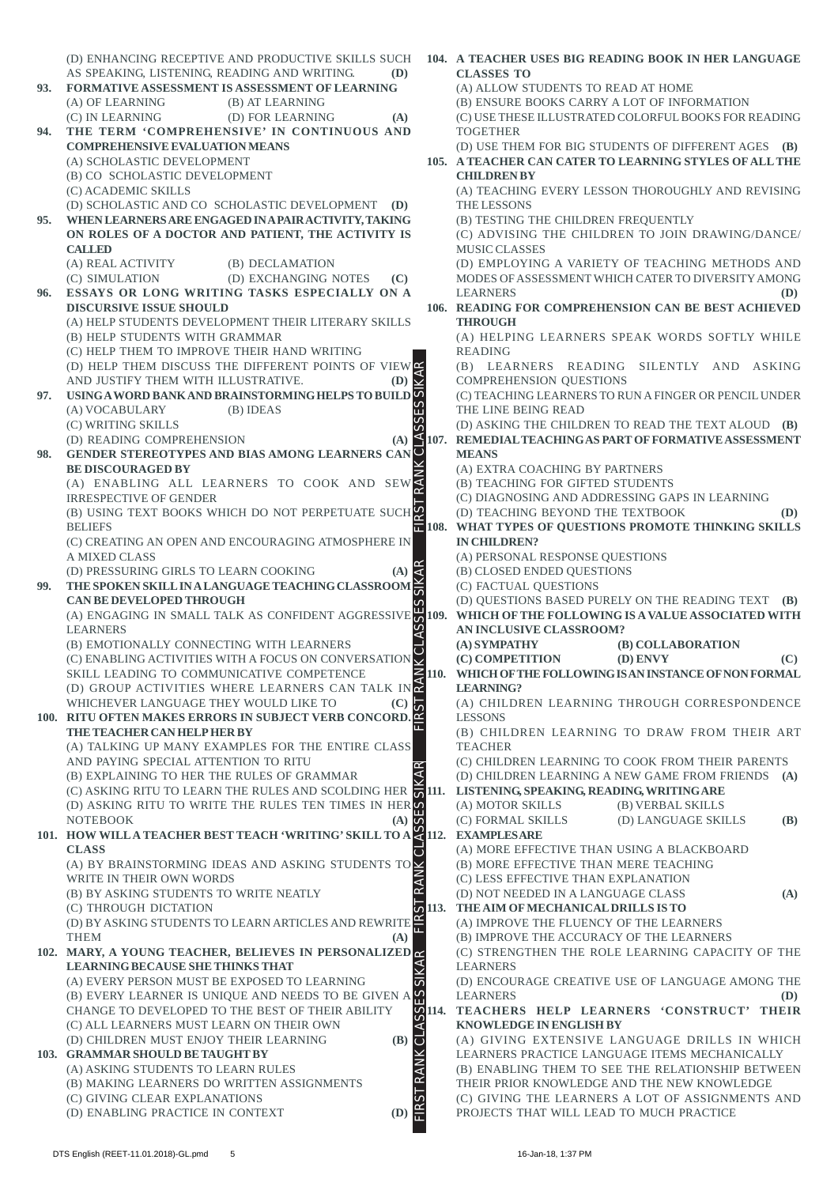(D) ENHANCING RECEPTIVE AND PRODUCTIVE SKILLS SUCH AS SPEAKING, LISTENING, READING AND WRITING. **(D)**

**93. FORMATIVE ASSESSMENT IS ASSESSMENT OF LEARNING**
(A) OF LEARNING (B) AT LEARNING
(C) IN LEARNING (D) FOR LEARNING **(A)**

**94. THE TERM 'COMPREHENSIVE' IN CONTINUOUS AND COMPREHENSIVE EVALUATION MEANS**
(A) SCHOLASTIC DEVELOPMENT
(B) CO SCHOLASTIC DEVELOPMENT
(C) ACADEMIC SKILLS
(D) SCHOLASTIC AND CO SCHOLASTIC DEVELOPMENT **(D)**

**95. WHEN LEARNERS ARE ENGAGED IN A PAIR ACTIVITY, TAKING ON ROLES OF A DOCTOR AND PATIENT, THE ACTIVITY IS CALLED**
(A) REAL ACTIVITY (B) DECLAMATION
(C) SIMULATION (D) EXCHANGING NOTES **(C)**

**96. ESSAYS OR LONG WRITING TASKS ESPECIALLY ON A DISCURSIVE ISSUE SHOULD**
(A) HELP STUDENTS DEVELOPMENT THEIR LITERARY SKILLS
(B) HELP STUDENTS WITH GRAMMAR
(C) HELP THEM TO IMPROVE THEIR HAND WRITING
(D) HELP THEM DISCUSS THE DIFFERENT POINTS OF VIEW AND JUSTIFY THEM WITH ILLUSTRATIVE. **(D)**

**97. USING A WORD BANK AND BRAINSTORMING HELPS TO BUILD**
(A) VOCABULARY (B) IDEAS
(C) WRITING SKILLS
(D) READING COMPREHENSION **(A)**

**98. GENDER STEREOTYPES AND BIAS AMONG LEARNERS CAN BE DISCOURAGED BY**
(A) ENABLING ALL LEARNERS TO COOK AND SEW IRRESPECTIVE OF GENDER
(B) USING TEXT BOOKS WHICH DO NOT PERPETUATE SUCH BELIEFS
(C) CREATING AN OPEN AND ENCOURAGING ATMOSPHERE IN A MIXED CLASS
(D) PRESSURING GIRLS TO LEARN COOKING **(A)**

**99. THE SPOKEN SKILL IN A LANGUAGE TEACHING CLASSROOM CAN BE DEVELOPED THROUGH**
(A) ENGAGING IN SMALL TALK AS CONFIDENT AGGRESSIVE LEARNERS
(B) EMOTIONALLY CONNECTING WITH LEARNERS
(C) ENABLING ACTIVITIES WITH A FOCUS ON CONVERSATION SKILL LEADING TO COMMUNICATIVE COMPETENCE
(D) GROUP ACTIVITIES WHERE LEARNERS CAN TALK IN WHICHEVER LANGUAGE THEY WOULD LIKE TO **(C)**

**100. RITU OFTEN MAKES ERRORS IN SUBJECT VERB CONCORD. THE TEACHER CAN HELP HER BY**
(A) TALKING UP MANY EXAMPLES FOR THE ENTIRE CLASS AND PAYING SPECIAL ATTENTION TO RITU
(B) EXPLAINING TO HER THE RULES OF GRAMMAR
(C) ASKING RITU TO LEARN THE RULES AND SCOLDING HER
(D) ASKING RITU TO WRITE THE RULES TEN TIMES IN HER NOTEBOOK **(A)**

**101. HOW WILL A TEACHER BEST TEACH 'WRITING' SKILL TO A CLASS**
(A) BY BRAINSTORMING IDEAS AND ASKING STUDENTS TO WRITE IN THEIR OWN WORDS
(B) BY ASKING STUDENTS TO WRITE NEATLY
(C) THROUGH DICTATION
(D) BY ASKING STUDENTS TO LEARN ARTICLES AND REWRITE THEM **(A)**

**102. MARY, A YOUNG TEACHER, BELIEVES IN PERSONALIZED LEARNING BECAUSE SHE THINKS THAT**
(A) EVERY PERSON MUST BE EXPOSED TO LEARNING
(B) EVERY LEARNER IS UNIQUE AND NEEDS TO BE GIVEN A CHANGE TO DEVELOPED TO THE BEST OF THEIR ABILITY
(C) ALL LEARNERS MUST LEARN ON THEIR OWN
(D) CHILDREN MUST ENJOY THEIR LEARNING **(B)**

**103. GRAMMAR SHOULD BE TAUGHT BY**
(A) ASKING STUDENTS TO LEARN RULES
(B) MAKING LEARNERS DO WRITTEN ASSIGNMENTS
(C) GIVING CLEAR EXPLANATIONS
(D) ENABLING PRACTICE IN CONTEXT **(D)**

**104. A TEACHER USES BIG READING BOOK IN HER LANGUAGE CLASSES TO**
(A) ALLOW STUDENTS TO READ AT HOME
(B) ENSURE BOOKS CARRY A LOT OF INFORMATION
(C) USE THESE ILLUSTRATED COLORFUL BOOKS FOR READING TOGETHER
(D) USE THEM FOR BIG STUDENTS OF DIFFERENT AGES **(B)**

**105. A TEACHER CAN CATER TO LEARNING STYLES OF ALL THE CHILDREN BY**
(A) TEACHING EVERY LESSON THOROUGHLY AND REVISING THE LESSONS
(B) TESTING THE CHILDREN FREQUENTLY
(C) ADVISING THE CHILDREN TO JOIN DRAWING/DANCE/ MUSIC CLASSES
(D) EMPLOYING A VARIETY OF TEACHING METHODS AND MODES OF ASSESSMENT WHICH CATER TO DIVERSITY AMONG LEARNERS **(D)**

**106. READING FOR COMPREHENSION CAN BE BEST ACHIEVED THROUGH**
(A) HELPING LEARNERS SPEAK WORDS SOFTLY WHILE READING
(B) LEARNERS READING SILENTLY AND ASKING COMPREHENSION QUESTIONS
(C) TEACHING LEARNERS TO RUN A FINGER OR PENCIL UNDER THE LINE BEING READ
(D) ASKING THE CHILDREN TO READ THE TEXT ALOUD **(B)**

**107. REMEDIAL TEACHING AS PART OF FORMATIVE ASSESSMENT MEANS**
(A) EXTRA COACHING BY PARTNERS
(B) TEACHING FOR GIFTED STUDENTS
(C) DIAGNOSING AND ADDRESSING GAPS IN LEARNING
(D) TEACHING BEYOND THE TEXTBOOK **(D)**

**108. WHAT TYPES OF QUESTIONS PROMOTE THINKING SKILLS IN CHILDREN?**
(A) PERSONAL RESPONSE QUESTIONS
(B) CLOSED ENDED QUESTIONS
(C) FACTUAL QUESTIONS
(D) QUESTIONS BASED PURELY ON THE READING TEXT **(B)**

**109. WHICH OF THE FOLLOWING IS A VALUE ASSOCIATED WITH AN INCLUSIVE CLASSROOM?**
**(A) SYMPATHY (B) COLLABORATION**
**(C) COMPETITION (D) ENVY (C)**

**110. WHICH OF THE FOLLOWING IS AN INSTANCE OF NON FORMAL LEARNING?**
(A) CHILDREN LEARNING THROUGH CORRESPONDENCE LESSONS
(B) CHILDREN LEARNING TO DRAW FROM THEIR ART TEACHER
(C) CHILDREN LEARNING TO COOK FROM THEIR PARENTS
(D) CHILDREN LEARNING A NEW GAME FROM FRIENDS **(A)**

**111. LISTENING, SPEAKING, READING, WRITING ARE**
(A) MOTOR SKILLS (B) VERBAL SKILLS
(C) FORMAL SKILLS (D) LANGUAGE SKILLS **(B)**

**112. EXAMPLES ARE**
(A) MORE EFFECTIVE THAN USING A BLACKBOARD
(B) MORE EFFECTIVE THAN MERE TEACHING
(C) LESS EFFECTIVE THAN EXPLANATION
(D) NOT NEEDED IN A LANGUAGE CLASS **(A)**

**113. THE AIM OF MECHANICAL DRILLS IS TO**
(A) IMPROVE THE FLUENCY OF THE LEARNERS
(B) IMPROVE THE ACCURACY OF THE LEARNERS
(C) STRENGTHEN THE ROLE LEARNING CAPACITY OF THE LEARNERS
(D) ENCOURAGE CREATIVE USE OF LANGUAGE AMONG THE LEARNERS **(D)**

**114. TEACHERS HELP LEARNERS 'CONSTRUCT' THEIR KNOWLEDGE IN ENGLISH BY**
(A) GIVING EXTENSIVE LANGUAGE DRILLS IN WHICH LEARNERS PRACTICE LANGUAGE ITEMS MECHANICALLY
(B) ENABLING THEM TO SEE THE RELATIONSHIP BETWEEN THEIR PRIOR KNOWLEDGE AND THE NEW KNOWLEDGE
(C) GIVING THE LEARNERS A LOT OF ASSIGNMENTS AND PROJECTS THAT WILL LEAD TO MUCH PRACTICE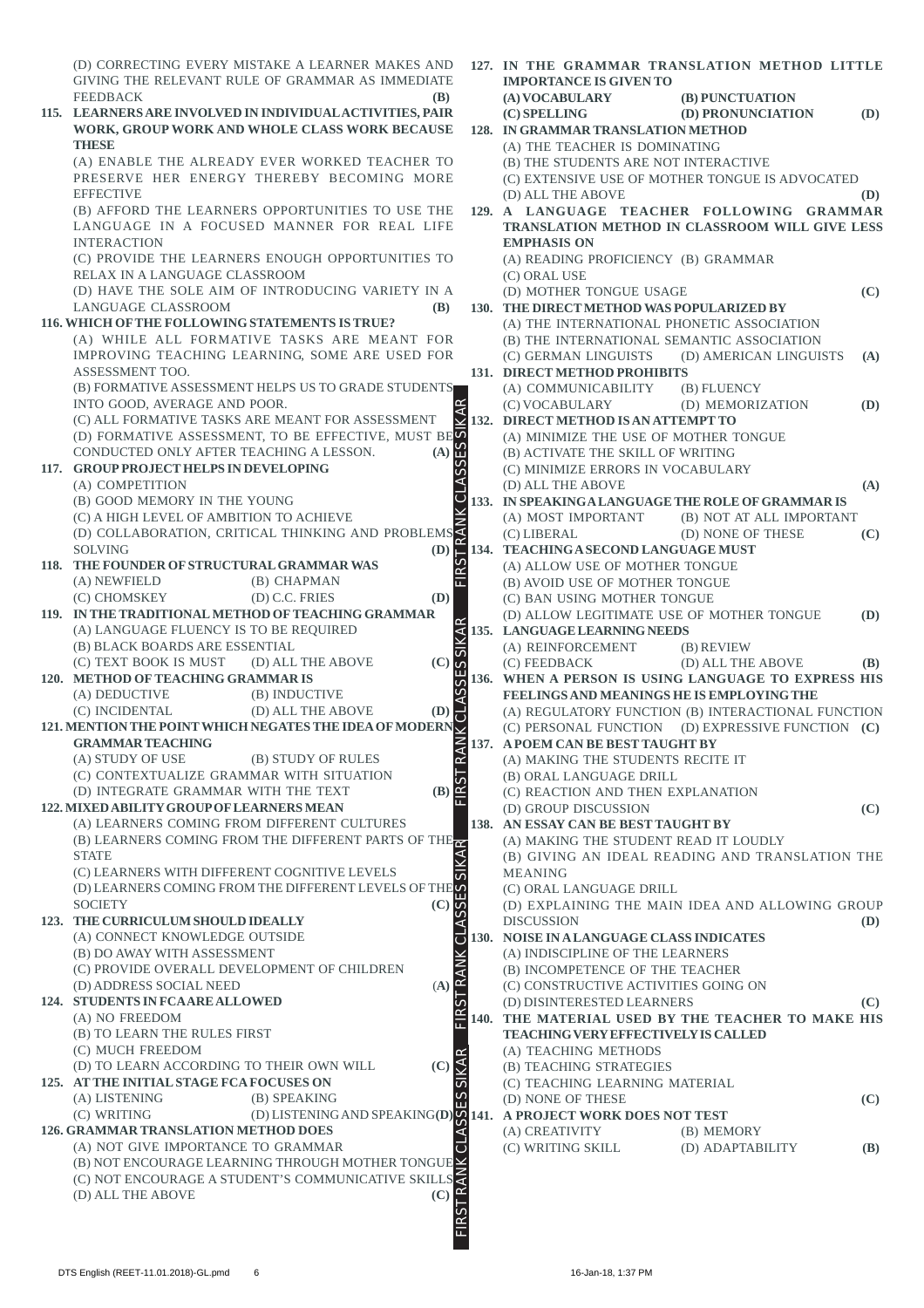(D) CORRECTING EVERY MISTAKE A LEARNER MAKES AND GIVING THE RELEVANT RULE OF GRAMMAR AS IMMEDIATE FEEDBACK **(B)**

**115. LEARNERS ARE INVOLVED IN INDIVIDUAL ACTIVITIES, PAIR WORK, GROUP WORK AND WHOLE CLASS WORK BECAUSE THESE**
(A) ENABLE THE ALREADY EVER WORKED TEACHER TO PRESERVE HER ENERGY THEREBY BECOMING MORE EFFECTIVE
(B) AFFORD THE LEARNERS OPPORTUNITIES TO USE THE LANGUAGE IN A FOCUSED MANNER FOR REAL LIFE INTERACTION
(C) PROVIDE THE LEARNERS ENOUGH OPPORTUNITIES TO RELAX IN A LANGUAGE CLASSROOM
(D) HAVE THE SOLE AIM OF INTRODUCING VARIETY IN A LANGUAGE CLASSROOM **(B)**

**116. WHICH OF THE FOLLOWING STATEMENTS IS TRUE?**
(A) WHILE ALL FORMATIVE TASKS ARE MEANT FOR IMPROVING TEACHING LEARNING, SOME ARE USED FOR ASSESSMENT TOO.
(B) FORMATIVE ASSESSMENT HELPS US TO GRADE STUDENTS INTO GOOD, AVERAGE AND POOR.
(C) ALL FORMATIVE TASKS ARE MEANT FOR ASSESSMENT
(D) FORMATIVE ASSESSMENT, TO BE EFFECTIVE, MUST BE CONDUCTED ONLY AFTER TEACHING A LESSON. **(A)**

**117. GROUP PROJECT HELPS IN DEVELOPING**
(A) COMPETITION
(B) GOOD MEMORY IN THE YOUNG
(C) A HIGH LEVEL OF AMBITION TO ACHIEVE
(D) COLLABORATION, CRITICAL THINKING AND PROBLEMS SOLVING **(D)**

**118. THE FOUNDER OF STRUCTURAL GRAMMAR WAS**
(A) NEWFIELD (B) CHAPMAN
(C) CHOMSKEY (D) C.C. FRIES **(D)**

**119. IN THE TRADITIONAL METHOD OF TEACHING GRAMMAR**
(A) LANGUAGE FLUENCY IS TO BE REQUIRED
(B) BLACK BOARDS ARE ESSENTIAL
(C) TEXT BOOK IS MUST (D) ALL THE ABOVE **(C)**

**120. METHOD OF TEACHING GRAMMAR IS**
(A) DEDUCTIVE (B) INDUCTIVE
(C) INCIDENTAL (D) ALL THE ABOVE **(D)**

**121. MENTION THE POINT WHICH NEGATES THE IDEA OF MODERN GRAMMAR TEACHING**
(A) STUDY OF USE (B) STUDY OF RULES
(C) CONTEXTUALIZE GRAMMAR WITH SITUATION
(D) INTEGRATE GRAMMAR WITH THE TEXT **(B)**

**122. MIXED ABILITY GROUP OF LEARNERS MEAN**
(A) LEARNERS COMING FROM DIFFERENT CULTURES
(B) LEARNERS COMING FROM THE DIFFERENT PARTS OF THE STATE
(C) LEARNERS WITH DIFFERENT COGNITIVE LEVELS
(D) LEARNERS COMING FROM THE DIFFERENT LEVELS OF THE SOCIETY **(C)**

**123. THE CURRICULUM SHOULD IDEALLY**
(A) CONNECT KNOWLEDGE OUTSIDE
(B) DO AWAY WITH ASSESSMENT
(C) PROVIDE OVERALL DEVELOPMENT OF CHILDREN
(D) ADDRESS SOCIAL NEED **(A)**

**124. STUDENTS IN FCA ARE ALLOWED**
(A) NO FREEDOM
(B) TO LEARN THE RULES FIRST
(C) MUCH FREEDOM
(D) TO LEARN ACCORDING TO THEIR OWN WILL **(C)**

**125. AT THE INITIAL STAGE FCA FOCUSES ON**
(A) LISTENING (B) SPEAKING
(C) WRITING (D) LISTENING AND SPEAKING **(D)**

**126. GRAMMAR TRANSLATION METHOD DOES**
(A) NOT GIVE IMPORTANCE TO GRAMMAR
(B) NOT ENCOURAGE LEARNING THROUGH MOTHER TONGUE
(C) NOT ENCOURAGE A STUDENT'S COMMUNICATIVE SKILLS
(D) ALL THE ABOVE **(C)**

**127. IN THE GRAMMAR TRANSLATION METHOD LITTLE IMPORTANCE IS GIVEN TO**
(A) VOCABULARY (B) PUNCTUATION
(C) SPELLING (D) PRONUNCIATION **(D)**

**128. IN GRAMMAR TRANSLATION METHOD**
(A) THE TEACHER IS DOMINATING
(B) THE STUDENTS ARE NOT INTERACTIVE
(C) EXTENSIVE USE OF MOTHER TONGUE IS ADVOCATED
(D) ALL THE ABOVE **(D)**

**129. A LANGUAGE TEACHER FOLLOWING GRAMMAR TRANSLATION METHOD IN CLASSROOM WILL GIVE LESS EMPHASIS ON**
(A) READING PROFICIENCY (B) GRAMMAR
(C) ORAL USE
(D) MOTHER TONGUE USAGE **(C)**

**130. THE DIRECT METHOD WAS POPULARIZED BY**
(A) THE INTERNATIONAL PHONETIC ASSOCIATION
(B) THE INTERNATIONAL SEMANTIC ASSOCIATION
(C) GERMAN LINGUISTS (D) AMERICAN LINGUISTS **(A)**

**131. DIRECT METHOD PROHIBITS**
(A) COMMUNICABILITY (B) FLUENCY
(C) VOCABULARY (D) MEMORIZATION **(D)**

**132. DIRECT METHOD IS AN ATTEMPT TO**
(A) MINIMIZE THE USE OF MOTHER TONGUE
(B) ACTIVATE THE SKILL OF WRITING
(C) MINIMIZE ERRORS IN VOCABULARY
(D) ALL THE ABOVE **(A)**

**133. IN SPEAKING A LANGUAGE THE ROLE OF GRAMMAR IS**
(A) MOST IMPORTANT (B) NOT AT ALL IMPORTANT
(C) LIBERAL (D) NONE OF THESE **(C)**

**134. TEACHING A SECOND LANGUAGE MUST**
(A) ALLOW USE OF MOTHER TONGUE
(B) AVOID USE OF MOTHER TONGUE
(C) BAN USING MOTHER TONGUE
(D) ALLOW LEGITIMATE USE OF MOTHER TONGUE **(D)**

**135. LANGUAGE LEARNING NEEDS**
(A) REINFORCEMENT (B) REVIEW
(C) FEEDBACK (D) ALL THE ABOVE **(B)**

**136. WHEN A PERSON IS USING LANGUAGE TO EXPRESS HIS FEELINGS AND MEANINGS HE IS EMPLOYING THE**
(A) REGULATORY FUNCTION (B) INTERACTIONAL FUNCTION
(C) PERSONAL FUNCTION (D) EXPRESSIVE FUNCTION **(C)**

**137. A POEM CAN BE BEST TAUGHT BY**
(A) MAKING THE STUDENTS RECITE IT
(B) ORAL LANGUAGE DRILL
(C) REACTION AND THEN EXPLANATION
(D) GROUP DISCUSSION **(C)**

**138. AN ESSAY CAN BE BEST TAUGHT BY**
(A) MAKING THE STUDENT READ IT LOUDLY
(B) GIVING AN IDEAL READING AND TRANSLATION THE MEANING
(C) ORAL LANGUAGE DRILL
(D) EXPLAINING THE MAIN IDEA AND ALLOWING GROUP DISCUSSION **(D)**

**130. NOISE IN A LANGUAGE CLASS INDICATES**
(A) INDISCIPLINE OF THE LEARNERS
(B) INCOMPETENCE OF THE TEACHER
(C) CONSTRUCTIVE ACTIVITIES GOING ON
(D) DISINTERESTED LEARNERS **(C)**

**140. THE MATERIAL USED BY THE TEACHER TO MAKE HIS TEACHING VERY EFFECTIVELY IS CALLED**
(A) TEACHING METHODS
(B) TEACHING STRATEGIES
(C) TEACHING LEARNING MATERIAL
(D) NONE OF THESE **(C)**

**141. A PROJECT WORK DOES NOT TEST**
(A) CREATIVITY (B) MEMORY
(C) WRITING SKILL (D) ADAPTABILITY **(B)**